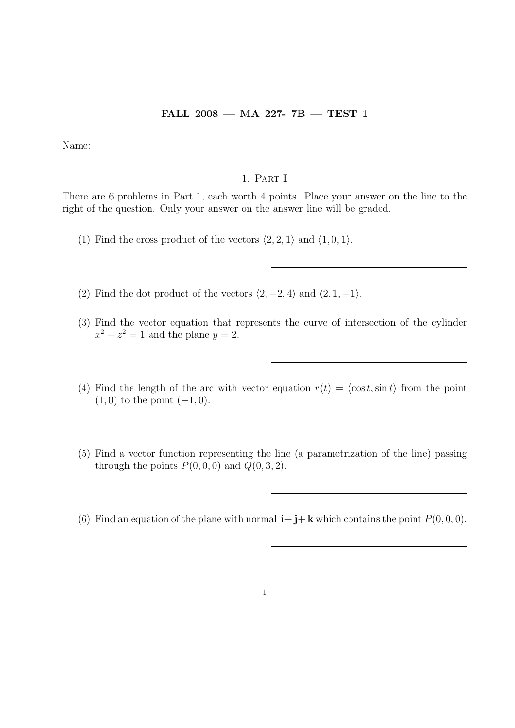**FALL 2008 — MA 227- 7B — TEST 1**

Name: \_\_\_\_\_\_\_\_\_\_\_\_\_\_\_\_\_\_\_\_\_\_\_\_\_\_\_\_\_\_\_\_\_\_\_\_\_\_\_\_

## 1. Part I

There are 6 problems in Part 1, each worth 4 points. Place your answer on the line to the right of the question. Only your answer on the answer line will be graded.

(1) Find the cross product of the vectors $\langle 2, 2, 1\rangle$ and $\langle 1, 0, 1\rangle$.

\_\_\_\_\_\_\_\_\_\_\_\_\_\_\_\_\_\_\_\_\_\_\_\_\_\_\_\_\_\_

(2) Find the dot product of the vectors $\langle 2, -2, 4\rangle$ and $\langle 2, 1, -1\rangle$. \_\_\_\_\_\_\_\_\_\_

(3) Find the vector equation that represents the curve of intersection of the cylinder $x^2 + z^2 = 1$ and the plane $y = 2$.

\_\_\_\_\_\_\_\_\_\_\_\_\_\_\_\_\_\_\_\_\_\_\_\_\_\_\_\_\_\_

(4) Find the length of the arc with vector equation $r(t) = \langle \cos t, \sin t\rangle$ from the point $(1, 0)$ to the point $(-1, 0)$.

\_\_\_\_\_\_\_\_\_\_\_\_\_\_\_\_\_\_\_\_\_\_\_\_\_\_\_\_\_\_

(5) Find a vector function representing the line (a parametrization of the line) passing through the points $P(0, 0, 0)$ and $Q(0, 3, 2)$.

\_\_\_\_\_\_\_\_\_\_\_\_\_\_\_\_\_\_\_\_\_\_\_\_\_\_\_\_\_\_

(6) Find an equation of the plane with normal $\mathbf{i} + \mathbf{j} + \mathbf{k}$ which contains the point $P(0, 0, 0)$.

\_\_\_\_\_\_\_\_\_\_\_\_\_\_\_\_\_\_\_\_\_\_\_\_\_\_\_\_\_\_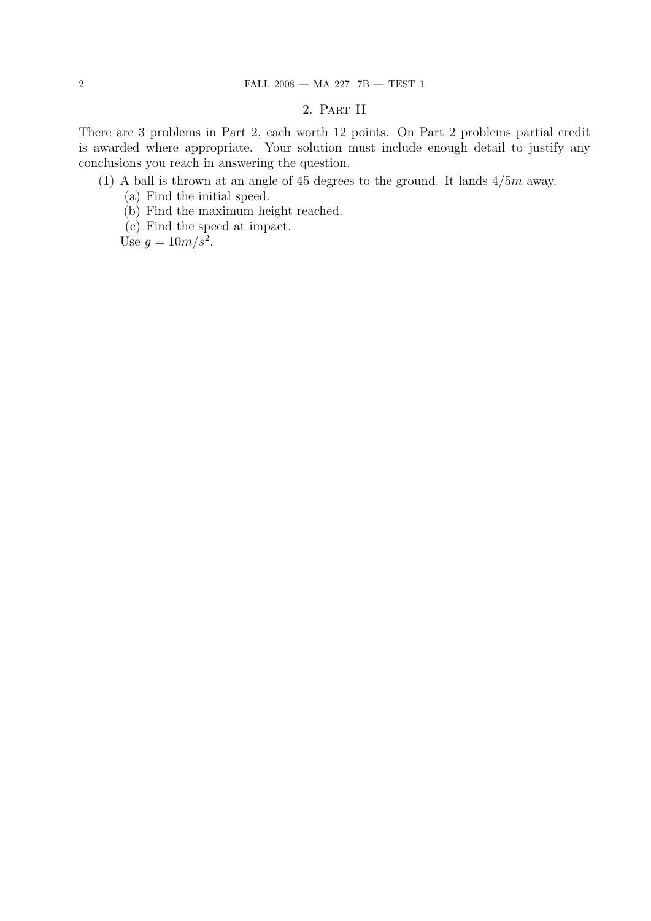## 2. Part II

There are 3 problems in Part 2, each worth 12 points. On Part 2 problems partial credit is awarded where appropriate. Your solution must include enough detail to justify any conclusions you reach in answering the question.

(1) A ball is thrown at an angle of 45 degrees to the ground. It lands $4/5m$ away.
   (a) Find the initial speed.
   (b) Find the maximum height reached.
   (c) Find the speed at impact.
   
   Use $g = 10m/s^2$.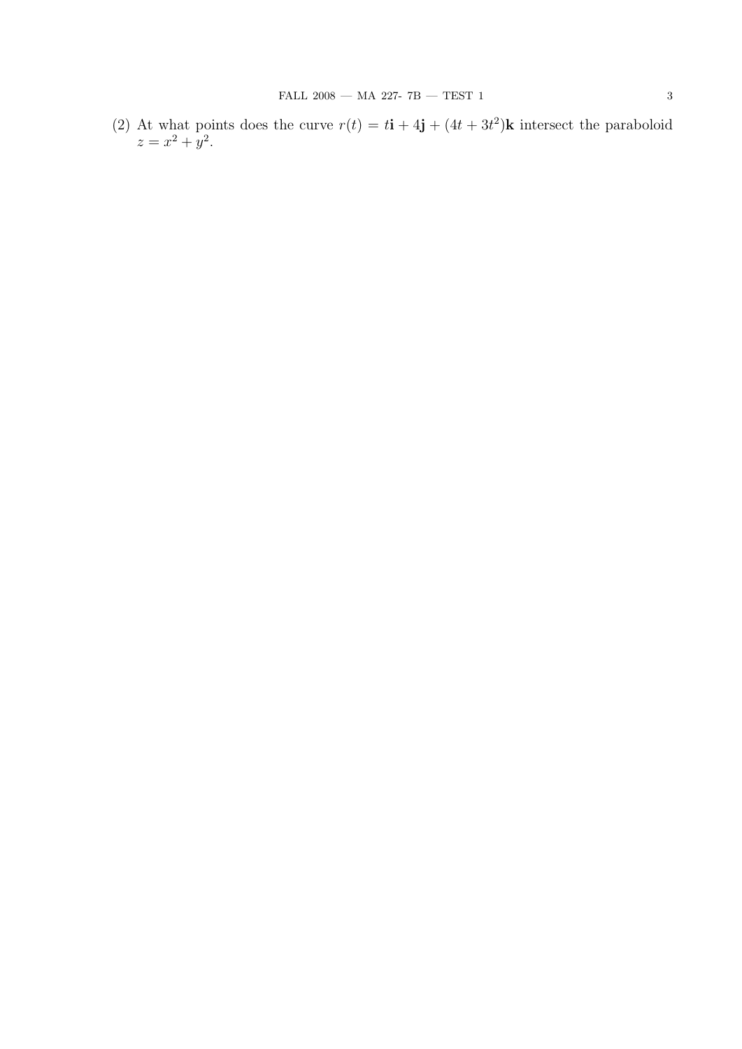(2) At what points does the curve $r(t) = t\mathbf{i} + 4\mathbf{j} + (4t + 3t^2)\mathbf{k}$ intersect the paraboloid $z = x^2 + y^2$.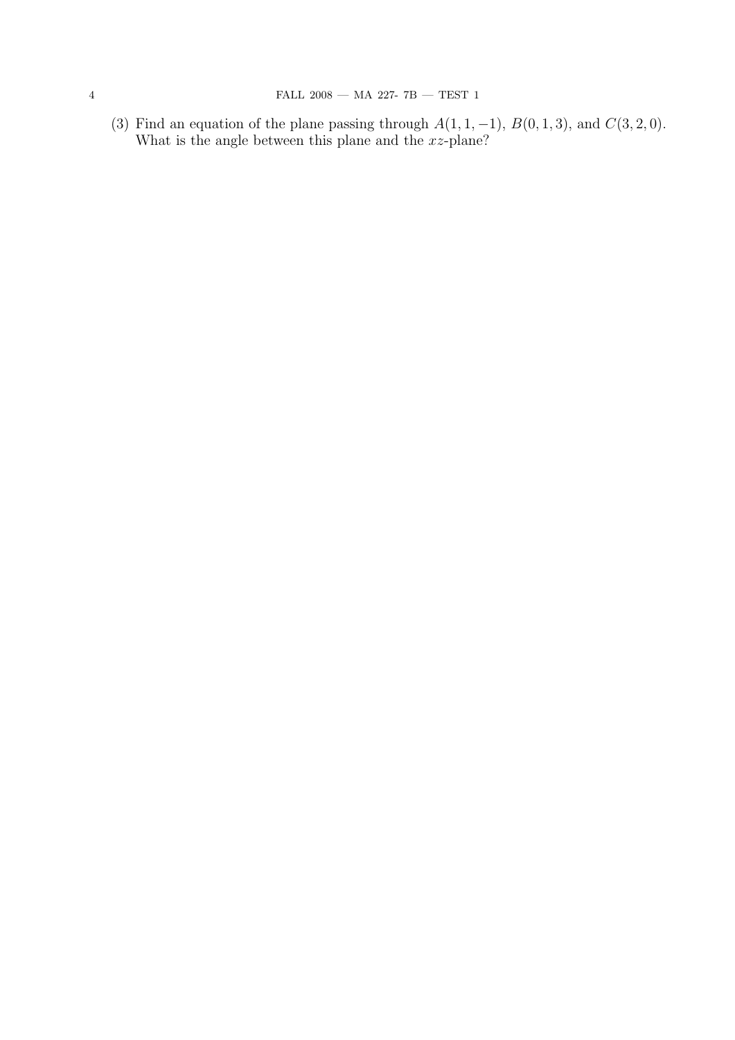(3) Find an equation of the plane passing through $A(1, 1, -1)$, $B(0, 1, 3)$, and $C(3, 2, 0)$. What is the angle between this plane and the $xz$-plane?